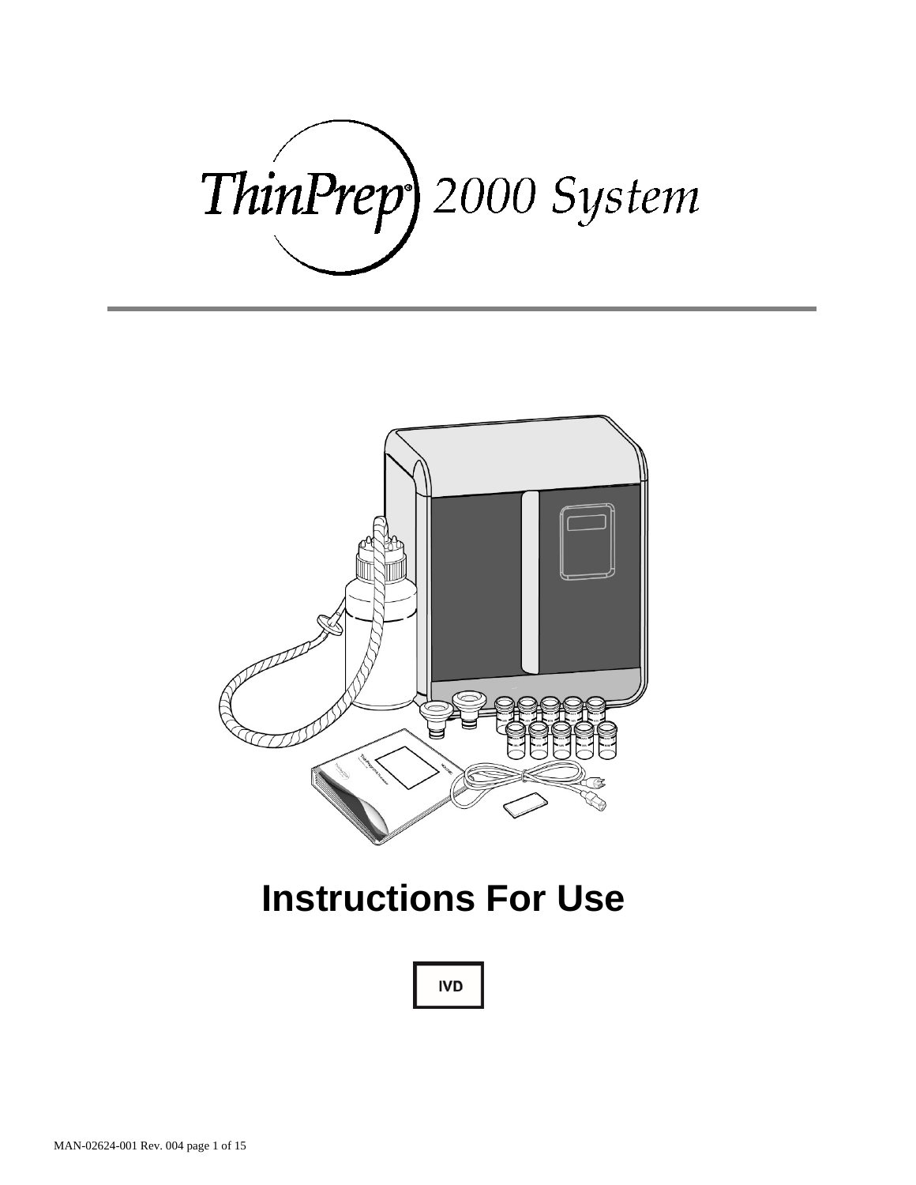# ThinPrep® 2000 System

# Instructions For Use

IVD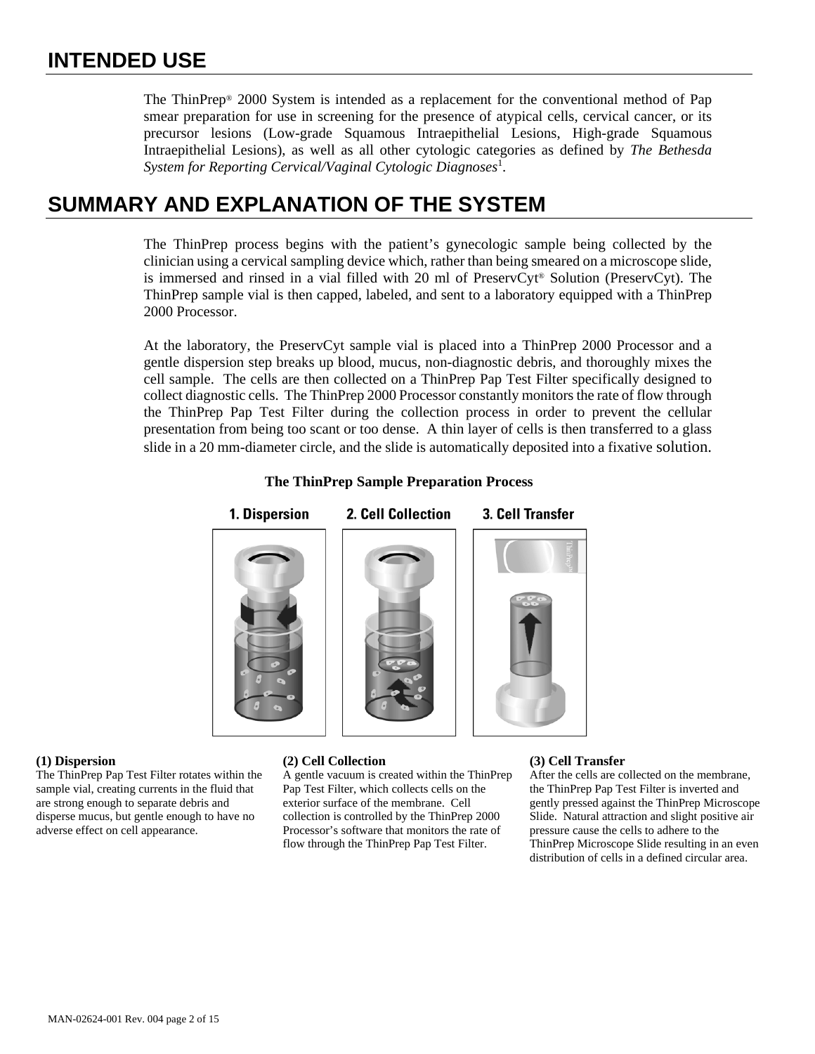# INTENDED USE

The ThinPrep® 2000 System is intended as a replacement for the conventional method of Pap smear preparation for use in screening for the presence of atypical cells, cervical cancer, or its precursor lesions (Low-grade Squamous Intraepithelial Lesions, High-grade Squamous Intraepithelial Lesions), as well as all other cytologic categories as defined by *The Bethesda System for Reporting Cervical/Vaginal Cytologic Diagnoses*[1].

# SUMMARY AND EXPLANATION OF THE SYSTEM

The ThinPrep process begins with the patient's gynecologic sample being collected by the clinician using a cervical sampling device which, rather than being smeared on a microscope slide, is immersed and rinsed in a vial filled with 20 ml of PreservCyt® Solution (PreservCyt). The ThinPrep sample vial is then capped, labeled, and sent to a laboratory equipped with a ThinPrep 2000 Processor.

At the laboratory, the PreservCyt sample vial is placed into a ThinPrep 2000 Processor and a gentle dispersion step breaks up blood, mucus, non-diagnostic debris, and thoroughly mixes the cell sample. The cells are then collected on a ThinPrep Pap Test Filter specifically designed to collect diagnostic cells. The ThinPrep 2000 Processor constantly monitors the rate of flow through the ThinPrep Pap Test Filter during the collection process in order to prevent the cellular presentation from being too scant or too dense. A thin layer of cells is then transferred to a glass slide in a 20 mm-diameter circle, and the slide is automatically deposited into a fixative solution.

**The ThinPrep Sample Preparation Process**

**1. Dispersion** **2. Cell Collection** **3. Cell Transfer**

**(1) Dispersion**
The ThinPrep Pap Test Filter rotates within the sample vial, creating currents in the fluid that are strong enough to separate debris and disperse mucus, but gentle enough to have no adverse effect on cell appearance.

**(2) Cell Collection**
A gentle vacuum is created within the ThinPrep Pap Test Filter, which collects cells on the exterior surface of the membrane. Cell collection is controlled by the ThinPrep 2000 Processor's software that monitors the rate of flow through the ThinPrep Pap Test Filter.

**(3) Cell Transfer**
After the cells are collected on the membrane, the ThinPrep Pap Test Filter is inverted and gently pressed against the ThinPrep Microscope Slide. Natural attraction and slight positive air pressure cause the cells to adhere to the ThinPrep Microscope Slide resulting in an even distribution of cells in a defined circular area.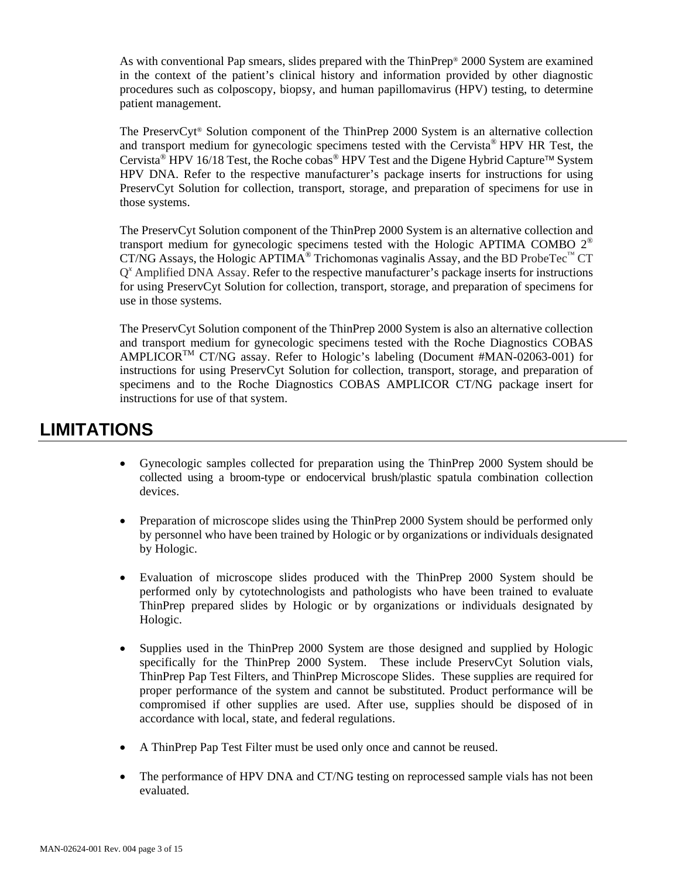As with conventional Pap smears, slides prepared with the ThinPrep® 2000 System are examined in the context of the patient's clinical history and information provided by other diagnostic procedures such as colposcopy, biopsy, and human papillomavirus (HPV) testing, to determine patient management.

The PreservCyt® Solution component of the ThinPrep 2000 System is an alternative collection and transport medium for gynecologic specimens tested with the Cervista® HPV HR Test, the Cervista® HPV 16/18 Test, the Roche cobas® HPV Test and the Digene Hybrid Capture™ System HPV DNA. Refer to the respective manufacturer's package inserts for instructions for using PreservCyt Solution for collection, transport, storage, and preparation of specimens for use in those systems.

The PreservCyt Solution component of the ThinPrep 2000 System is an alternative collection and transport medium for gynecologic specimens tested with the Hologic APTIMA COMBO 2® CT/NG Assays, the Hologic APTIMA® Trichomonas vaginalis Assay, and the BD ProbeTec™ CT Q[x] Amplified DNA Assay. Refer to the respective manufacturer's package inserts for instructions for using PreservCyt Solution for collection, transport, storage, and preparation of specimens for use in those systems.

The PreservCyt Solution component of the ThinPrep 2000 System is also an alternative collection and transport medium for gynecologic specimens tested with the Roche Diagnostics COBAS AMPLICOR™ CT/NG assay. Refer to Hologic's labeling (Document #MAN-02063-001) for instructions for using PreservCyt Solution for collection, transport, storage, and preparation of specimens and to the Roche Diagnostics COBAS AMPLICOR CT/NG package insert for instructions for use of that system.

## LIMITATIONS

- Gynecologic samples collected for preparation using the ThinPrep 2000 System should be collected using a broom-type or endocervical brush/plastic spatula combination collection devices.
- Preparation of microscope slides using the ThinPrep 2000 System should be performed only by personnel who have been trained by Hologic or by organizations or individuals designated by Hologic.
- Evaluation of microscope slides produced with the ThinPrep 2000 System should be performed only by cytotechnologists and pathologists who have been trained to evaluate ThinPrep prepared slides by Hologic or by organizations or individuals designated by Hologic.
- Supplies used in the ThinPrep 2000 System are those designed and supplied by Hologic specifically for the ThinPrep 2000 System. These include PreservCyt Solution vials, ThinPrep Pap Test Filters, and ThinPrep Microscope Slides. These supplies are required for proper performance of the system and cannot be substituted. Product performance will be compromised if other supplies are used. After use, supplies should be disposed of in accordance with local, state, and federal regulations.
- A ThinPrep Pap Test Filter must be used only once and cannot be reused.
- The performance of HPV DNA and CT/NG testing on reprocessed sample vials has not been evaluated.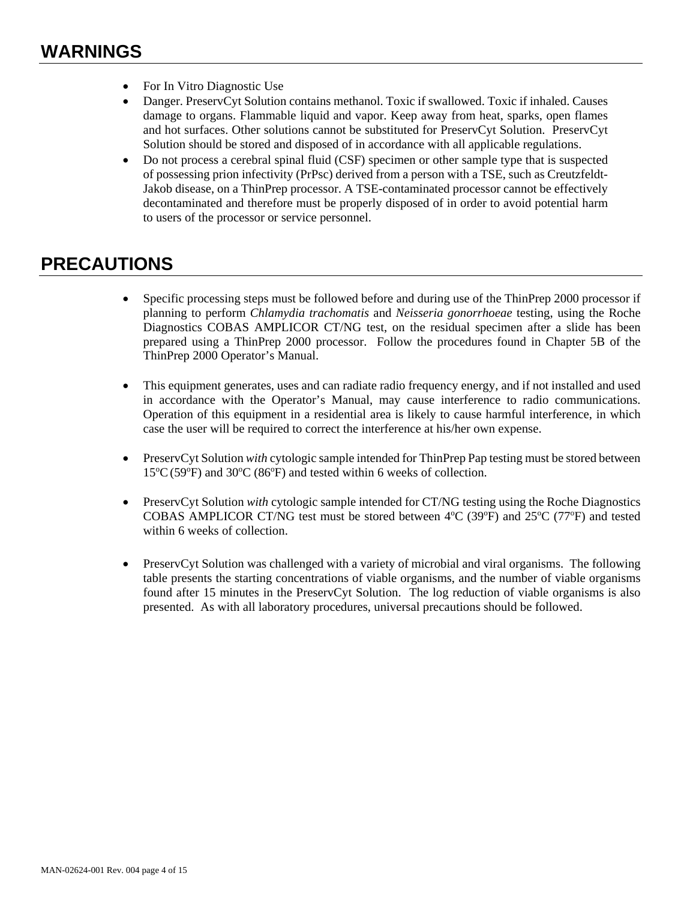## WARNINGS

- For In Vitro Diagnostic Use
- Danger. PreservCyt Solution contains methanol. Toxic if swallowed. Toxic if inhaled. Causes damage to organs. Flammable liquid and vapor. Keep away from heat, sparks, open flames and hot surfaces. Other solutions cannot be substituted for PreservCyt Solution. PreservCyt Solution should be stored and disposed of in accordance with all applicable regulations.
- Do not process a cerebral spinal fluid (CSF) specimen or other sample type that is suspected of possessing prion infectivity (PrPsc) derived from a person with a TSE, such as Creutzfeldt-Jakob disease, on a ThinPrep processor. A TSE-contaminated processor cannot be effectively decontaminated and therefore must be properly disposed of in order to avoid potential harm to users of the processor or service personnel.

## PRECAUTIONS

- Specific processing steps must be followed before and during use of the ThinPrep 2000 processor if planning to perform *Chlamydia trachomatis* and *Neisseria gonorrhoeae* testing, using the Roche Diagnostics COBAS AMPLICOR CT/NG test, on the residual specimen after a slide has been prepared using a ThinPrep 2000 processor. Follow the procedures found in Chapter 5B of the ThinPrep 2000 Operator's Manual.

- This equipment generates, uses and can radiate radio frequency energy, and if not installed and used in accordance with the Operator's Manual, may cause interference to radio communications. Operation of this equipment in a residential area is likely to cause harmful interference, in which case the user will be required to correct the interference at his/her own expense.

- PreservCyt Solution *with* cytologic sample intended for ThinPrep Pap testing must be stored between 15ºC (59ºF) and 30ºC (86ºF) and tested within 6 weeks of collection.

- PreservCyt Solution *with* cytologic sample intended for CT/NG testing using the Roche Diagnostics COBAS AMPLICOR CT/NG test must be stored between 4ºC (39ºF) and 25ºC (77ºF) and tested within 6 weeks of collection.

- PreservCyt Solution was challenged with a variety of microbial and viral organisms. The following table presents the starting concentrations of viable organisms, and the number of viable organisms found after 15 minutes in the PreservCyt Solution. The log reduction of viable organisms is also presented. As with all laboratory procedures, universal precautions should be followed.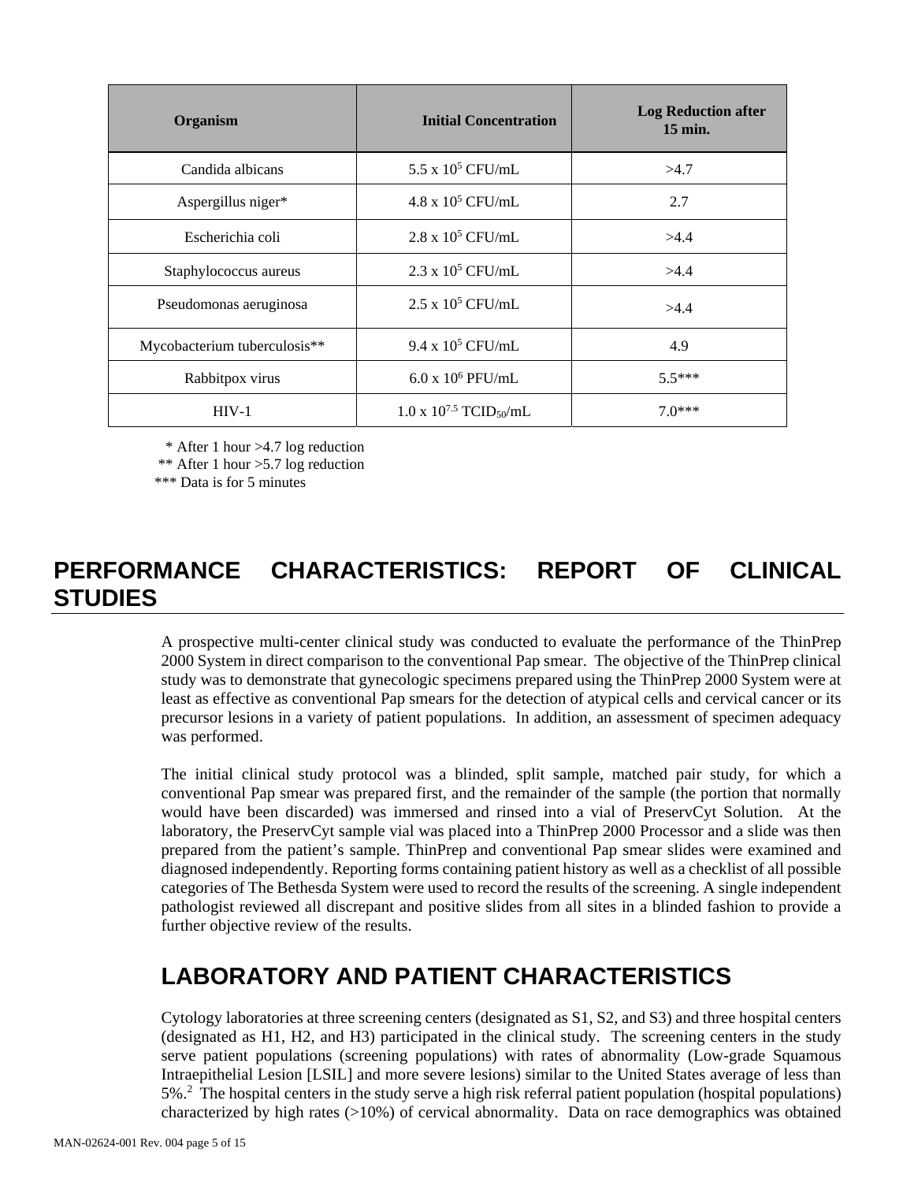| Organism | Initial Concentration | Log Reduction after 15 min. |
|---|---|---|
| Candida albicans | $5.5 \times 10^5$ CFU/mL | >4.7 |
| Aspergillus niger* | $4.8 \times 10^5$ CFU/mL | 2.7 |
| Escherichia coli | $2.8 \times 10^5$ CFU/mL | >4.4 |
| Staphylococcus aureus | $2.3 \times 10^5$ CFU/mL | >4.4 |
| Pseudomonas aeruginosa | $2.5 \times 10^5$ CFU/mL | >4.4 |
| Mycobacterium tuberculosis** | $9.4 \times 10^5$ CFU/mL | 4.9 |
| Rabbitpox virus | $6.0 \times 10^6$ PFU/mL | 5.5*** |
| HIV-1 | $1.0 \times 10^{7.5}$ $TCID_{50}$/mL | 7.0*** |

\* After 1 hour >4.7 log reduction
\*\* After 1 hour >5.7 log reduction
\*\*\* Data is for 5 minutes

# PERFORMANCE CHARACTERISTICS: REPORT OF CLINICAL STUDIES

A prospective multi-center clinical study was conducted to evaluate the performance of the ThinPrep 2000 System in direct comparison to the conventional Pap smear. The objective of the ThinPrep clinical study was to demonstrate that gynecologic specimens prepared using the ThinPrep 2000 System were at least as effective as conventional Pap smears for the detection of atypical cells and cervical cancer or its precursor lesions in a variety of patient populations. In addition, an assessment of specimen adequacy was performed.

The initial clinical study protocol was a blinded, split sample, matched pair study, for which a conventional Pap smear was prepared first, and the remainder of the sample (the portion that normally would have been discarded) was immersed and rinsed into a vial of PreservCyt Solution. At the laboratory, the PreservCyt sample vial was placed into a ThinPrep 2000 Processor and a slide was then prepared from the patient's sample. ThinPrep and conventional Pap smear slides were examined and diagnosed independently. Reporting forms containing patient history as well as a checklist of all possible categories of The Bethesda System were used to record the results of the screening. A single independent pathologist reviewed all discrepant and positive slides from all sites in a blinded fashion to provide a further objective review of the results.

## LABORATORY AND PATIENT CHARACTERISTICS

Cytology laboratories at three screening centers (designated as S1, S2, and S3) and three hospital centers (designated as H1, H2, and H3) participated in the clinical study. The screening centers in the study serve patient populations (screening populations) with rates of abnormality (Low-grade Squamous Intraepithelial Lesion [LSIL] and more severe lesions) similar to the United States average of less than 5%.[2] The hospital centers in the study serve a high risk referral patient population (hospital populations) characterized by high rates (>10%) of cervical abnormality. Data on race demographics was obtained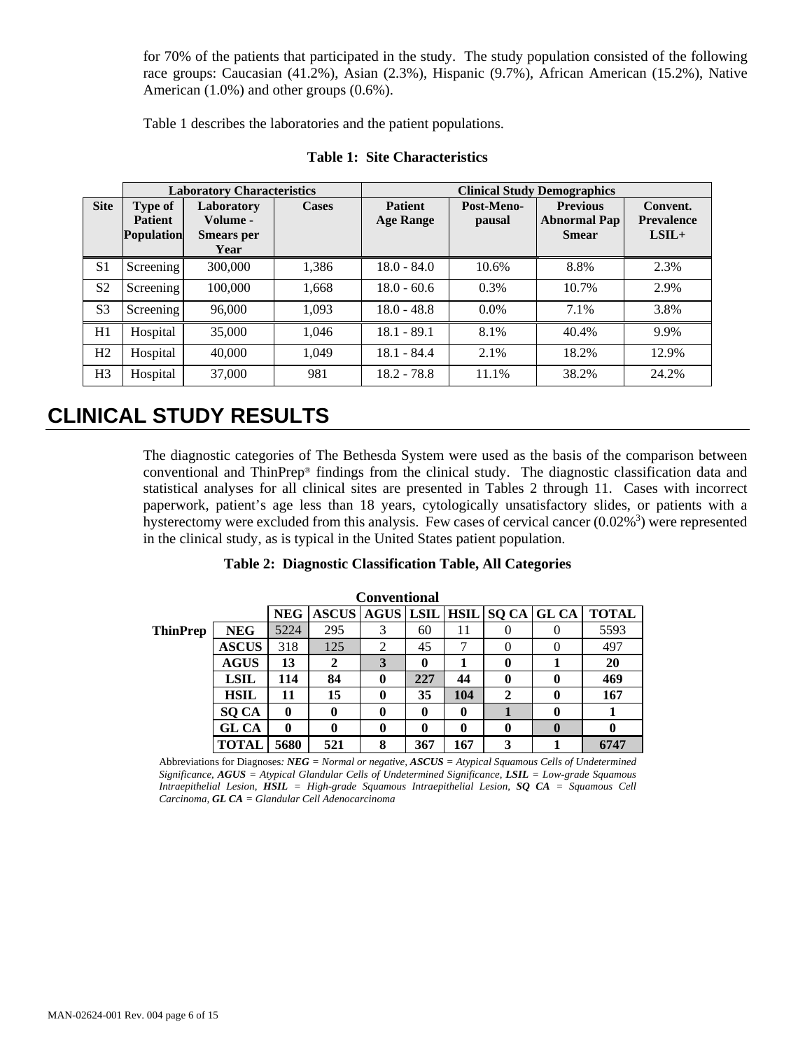for 70% of the patients that participated in the study. The study population consisted of the following race groups: Caucasian (41.2%), Asian (2.3%), Hispanic (9.7%), African American (15.2%), Native American (1.0%) and other groups (0.6%).

Table 1 describes the laboratories and the patient populations.

**Table 1: Site Characteristics**

| | Laboratory Characteristics | | | Clinical Study Demographics | | | |
|---|---|---|---|---|---|---|---|
| **Site** | **Type of Patient Population** | **Laboratory Volume - Smears per Year** | **Cases** | **Patient Age Range** | **Post-Meno-pausal** | **Previous Abnormal Pap Smear** | **Convent. Prevalence LSIL+** |
| S1 | Screening | 300,000 | 1,386 | 18.0 - 84.0 | 10.6% | 8.8% | 2.3% |
| S2 | Screening | 100,000 | 1,668 | 18.0 - 60.6 | 0.3% | 10.7% | 2.9% |
| S3 | Screening | 96,000 | 1,093 | 18.0 - 48.8 | 0.0% | 7.1% | 3.8% |
| H1 | Hospital | 35,000 | 1,046 | 18.1 - 89.1 | 8.1% | 40.4% | 9.9% |
| H2 | Hospital | 40,000 | 1,049 | 18.1 - 84.4 | 2.1% | 18.2% | 12.9% |
| H3 | Hospital | 37,000 | 981 | 18.2 - 78.8 | 11.1% | 38.2% | 24.2% |

# CLINICAL STUDY RESULTS

The diagnostic categories of The Bethesda System were used as the basis of the comparison between conventional and ThinPrep® findings from the clinical study. The diagnostic classification data and statistical analyses for all clinical sites are presented in Tables 2 through 11. Cases with incorrect paperwork, patient's age less than 18 years, cytologically unsatisfactory slides, or patients with a hysterectomy were excluded from this analysis. Few cases of cervical cancer (0.02%[3]) were represented in the clinical study, as is typical in the United States patient population.

**Table 2: Diagnostic Classification Table, All Categories**

| | | Conventional | | | | | | | |
|---|---|---|---|---|---|---|---|---|---|
| | | **NEG** | **ASCUS** | **AGUS** | **LSIL** | **HSIL** | **SQ CA** | **GL CA** | **TOTAL** |
| **ThinPrep** | **NEG** | 5224 | 295 | 3 | 60 | 11 | 0 | 0 | 5593 |
| | **ASCUS** | 318 | 125 | 2 | 45 | 7 | 0 | 0 | 497 |
| | **AGUS** | 13 | 2 | 3 | 0 | 1 | 0 | 1 | 20 |
| | **LSIL** | 114 | 84 | 0 | 227 | 44 | 0 | 0 | 469 |
| | **HSIL** | 11 | 15 | 0 | 35 | 104 | 2 | 0 | 167 |
| | **SQ CA** | 0 | 0 | 0 | 0 | 0 | 1 | 0 | 1 |
| | **GL CA** | 0 | 0 | 0 | 0 | 0 | 0 | 0 | 0 |
| | **TOTAL** | 5680 | 521 | 8 | 367 | 167 | 3 | 1 | 6747 |

Abbreviations for Diagnoses*: **NEG** = Normal or negative, **ASCUS** = Atypical Squamous Cells of Undetermined Significance, **AGUS** = Atypical Glandular Cells of Undetermined Significance, **LSIL** = Low-grade Squamous Intraepithelial Lesion, **HSIL** = High-grade Squamous Intraepithelial Lesion, **SQ CA** = Squamous Cell Carcinoma, **GL CA** = Glandular Cell Adenocarcinoma*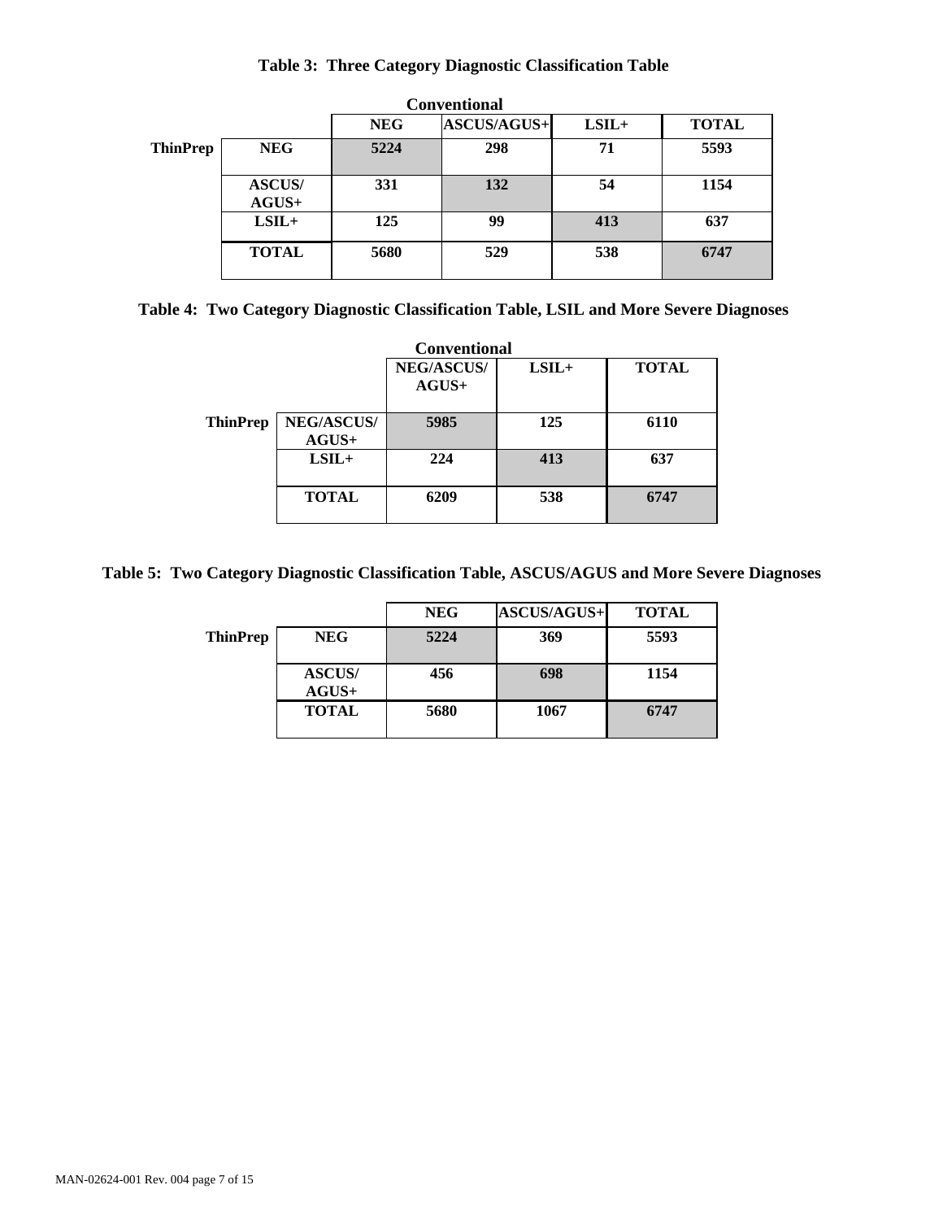**Table 3: Three Category Diagnostic Classification Table**

| | | Conventional | | | |
|---|---|---|---|---|---|
| | | **NEG** | **ASCUS/AGUS+** | **LSIL+** | **TOTAL** |
| **ThinPrep** | **NEG** | 5224 | 298 | 71 | 5593 |
| | **ASCUS/ AGUS+** | 331 | 132 | 54 | 1154 |
| | **LSIL+** | 125 | 99 | 413 | 637 |
| | **TOTAL** | 5680 | 529 | 538 | 6747 |

**Table 4: Two Category Diagnostic Classification Table, LSIL and More Severe Diagnoses**

| | | Conventional | | |
|---|---|---|---|---|
| | | **NEG/ASCUS/ AGUS+** | **LSIL+** | **TOTAL** |
| **ThinPrep** | **NEG/ASCUS/ AGUS+** | 5985 | 125 | 6110 |
| | **LSIL+** | 224 | 413 | 637 |
| | **TOTAL** | 6209 | 538 | 6747 |

**Table 5: Two Category Diagnostic Classification Table, ASCUS/AGUS and More Severe Diagnoses**

| | | **NEG** | **ASCUS/AGUS+** | **TOTAL** |
|---|---|---|---|---|
| **ThinPrep** | **NEG** | 5224 | 369 | 5593 |
| | **ASCUS/ AGUS+** | 456 | 698 | 1154 |
| | **TOTAL** | 5680 | 1067 | 6747 |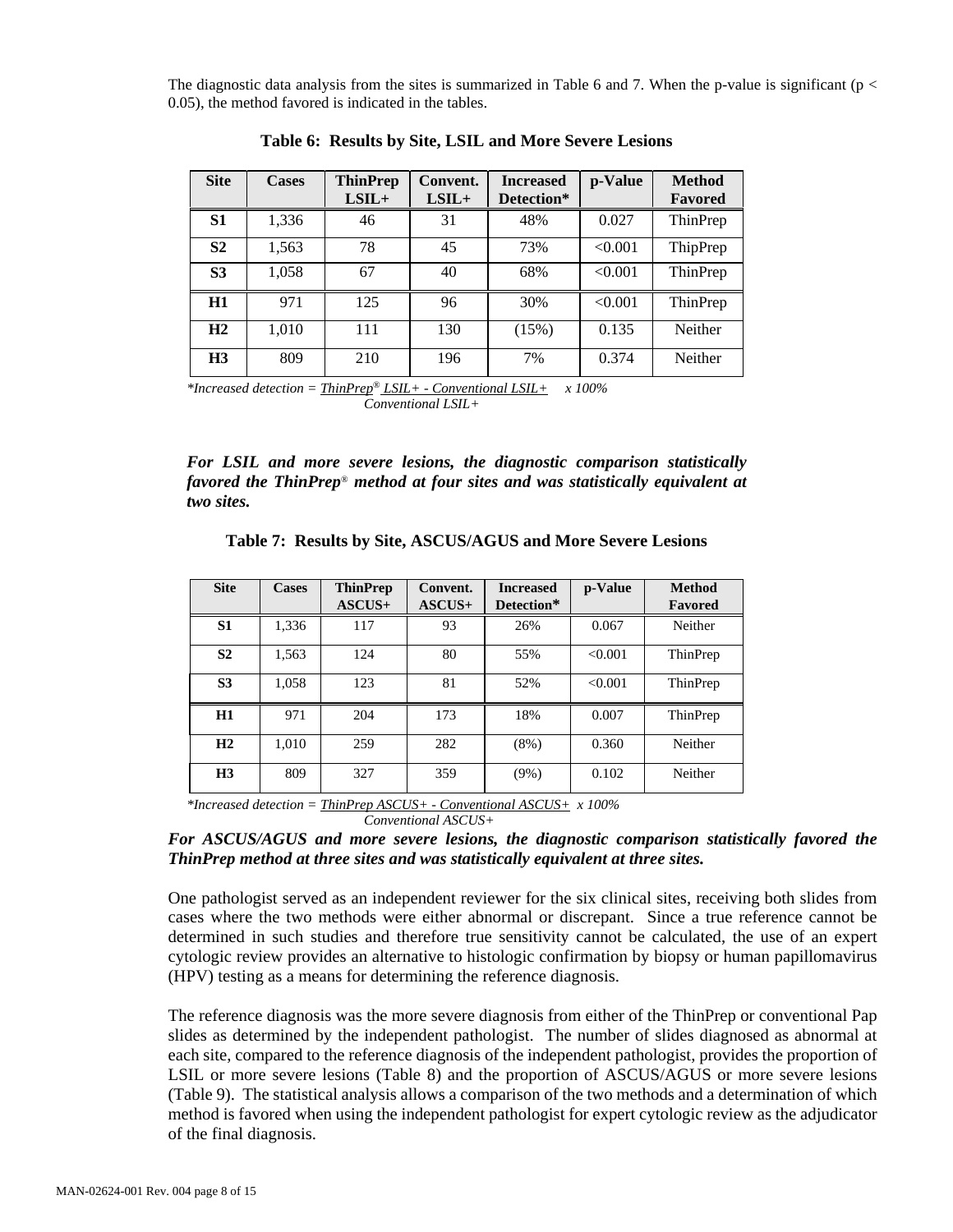The diagnostic data analysis from the sites is summarized in Table 6 and 7. When the p-value is significant ($p < 0.05$), the method favored is indicated in the tables.

**Table 6: Results by Site, LSIL and More Severe Lesions**

| Site | Cases | ThinPrep LSIL+ | Convent. LSIL+ | Increased Detection* | p-Value | Method Favored |
|---|---|---|---|---|---|---|
| **S1** | 1,336 | 46 | 31 | 48% | 0.027 | ThinPrep |
| **S2** | 1,563 | 78 | 45 | 73% | <0.001 | ThipPrep |
| **S3** | 1,058 | 67 | 40 | 68% | <0.001 | ThinPrep |
| **H1** | 971 | 125 | 96 | 30% | <0.001 | ThinPrep |
| **H2** | 1,010 | 111 | 130 | (15%) | 0.135 | Neither |
| **H3** | 809 | 210 | 196 | 7% | 0.374 | Neither |

*Increased detection = $\frac{\text{ThinPrep}^{®}\ \text{LSIL+} - \text{Conventional LSIL+}}{\text{Conventional LSIL+}} \times 100\%$*

***For LSIL and more severe lesions, the diagnostic comparison statistically favored the ThinPrep® method at four sites and was statistically equivalent at two sites.***

**Table 7: Results by Site, ASCUS/AGUS and More Severe Lesions**

| Site | Cases | ThinPrep ASCUS+ | Convent. ASCUS+ | Increased Detection* | p-Value | Method Favored |
|---|---|---|---|---|---|---|
| **S1** | 1,336 | 117 | 93 | 26% | 0.067 | Neither |
| **S2** | 1,563 | 124 | 80 | 55% | <0.001 | ThinPrep |
| **S3** | 1,058 | 123 | 81 | 52% | <0.001 | ThinPrep |
| **H1** | 971 | 204 | 173 | 18% | 0.007 | ThinPrep |
| **H2** | 1,010 | 259 | 282 | (8%) | 0.360 | Neither |
| **H3** | 809 | 327 | 359 | (9%) | 0.102 | Neither |

*Increased detection = $\frac{\text{ThinPrep ASCUS+} - \text{Conventional ASCUS+}}{\text{Conventional ASCUS+}} \times 100\%$*

***For ASCUS/AGUS and more severe lesions, the diagnostic comparison statistically favored the ThinPrep method at three sites and was statistically equivalent at three sites.***

One pathologist served as an independent reviewer for the six clinical sites, receiving both slides from cases where the two methods were either abnormal or discrepant. Since a true reference cannot be determined in such studies and therefore true sensitivity cannot be calculated, the use of an expert cytologic review provides an alternative to histologic confirmation by biopsy or human papillomavirus (HPV) testing as a means for determining the reference diagnosis.

The reference diagnosis was the more severe diagnosis from either of the ThinPrep or conventional Pap slides as determined by the independent pathologist. The number of slides diagnosed as abnormal at each site, compared to the reference diagnosis of the independent pathologist, provides the proportion of LSIL or more severe lesions (Table 8) and the proportion of ASCUS/AGUS or more severe lesions (Table 9). The statistical analysis allows a comparison of the two methods and a determination of which method is favored when using the independent pathologist for expert cytologic review as the adjudicator of the final diagnosis.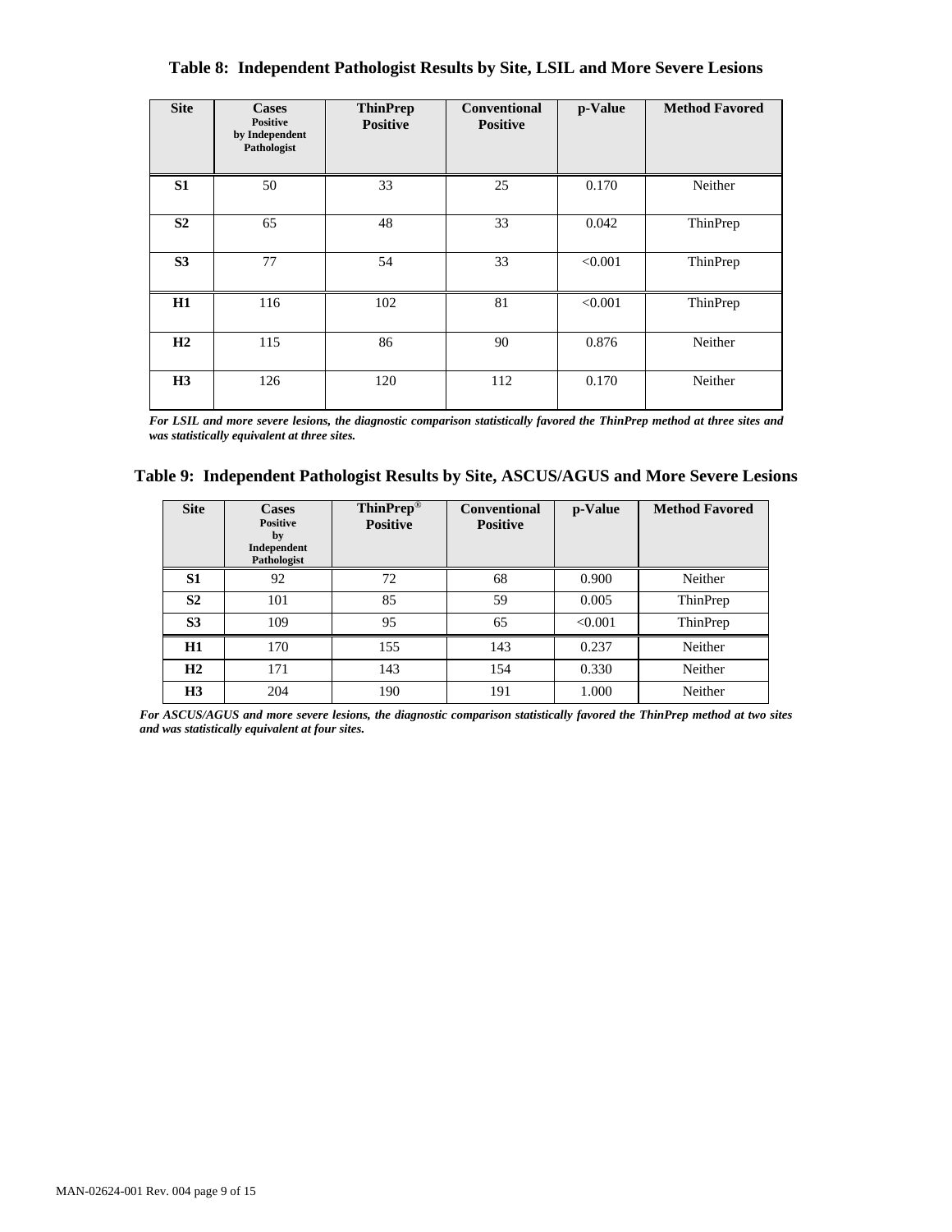**Table 8: Independent Pathologist Results by Site, LSIL and More Severe Lesions**

| Site | Cases Positive by Independent Pathologist | ThinPrep Positive | Conventional Positive | p-Value | Method Favored |
|---|---|---|---|---|---|
| **S1** | 50 | 33 | 25 | 0.170 | Neither |
| **S2** | 65 | 48 | 33 | 0.042 | ThinPrep |
| **S3** | 77 | 54 | 33 | <0.001 | ThinPrep |
| **H1** | 116 | 102 | 81 | <0.001 | ThinPrep |
| **H2** | 115 | 86 | 90 | 0.876 | Neither |
| **H3** | 126 | 120 | 112 | 0.170 | Neither |

***For LSIL and more severe lesions, the diagnostic comparison statistically favored the ThinPrep method at three sites and was statistically equivalent at three sites.***

**Table 9: Independent Pathologist Results by Site, ASCUS/AGUS and More Severe Lesions**

| Site | Cases Positive by Independent Pathologist | ThinPrep® Positive | Conventional Positive | p-Value | Method Favored |
|---|---|---|---|---|---|
| **S1** | 92 | 72 | 68 | 0.900 | Neither |
| **S2** | 101 | 85 | 59 | 0.005 | ThinPrep |
| **S3** | 109 | 95 | 65 | <0.001 | ThinPrep |
| **H1** | 170 | 155 | 143 | 0.237 | Neither |
| **H2** | 171 | 143 | 154 | 0.330 | Neither |
| **H3** | 204 | 190 | 191 | 1.000 | Neither |

***For ASCUS/AGUS and more severe lesions, the diagnostic comparison statistically favored the ThinPrep method at two sites and was statistically equivalent at four sites.***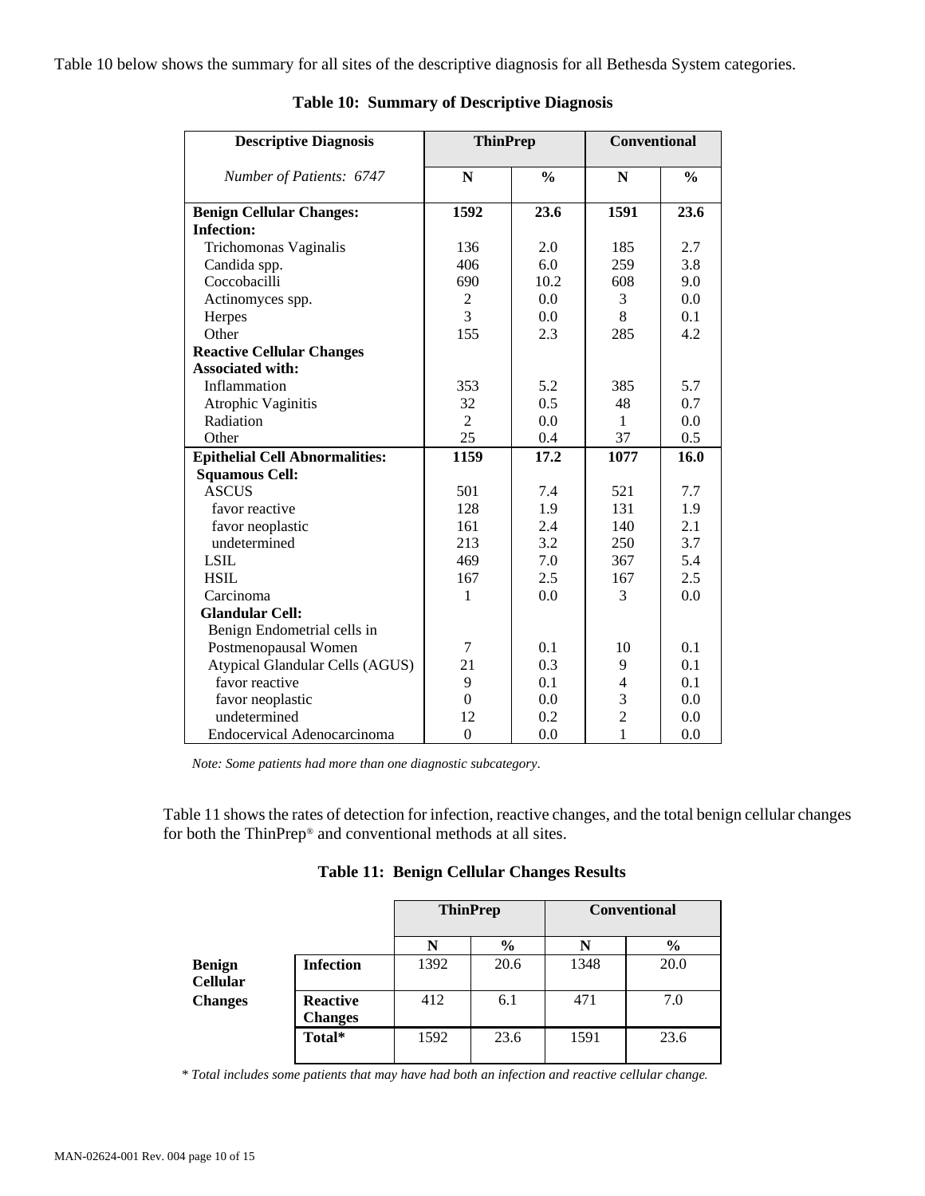Table 10 below shows the summary for all sites of the descriptive diagnosis for all Bethesda System categories.

**Table 10: Summary of Descriptive Diagnosis**

| Descriptive Diagnosis | ThinPrep | | Conventional | |
|---|---|---|---|---|
| *Number of Patients: 6747* | **N** | **%** | **N** | **%** |
| **Benign Cellular Changes:** | **1592** | **23.6** | **1591** | **23.6** |
| **Infection:** | | | | |
| Trichomonas Vaginalis | 136 | 2.0 | 185 | 2.7 |
| Candida spp. | 406 | 6.0 | 259 | 3.8 |
| Coccobacilli | 690 | 10.2 | 608 | 9.0 |
| Actinomyces spp. | 2 | 0.0 | 3 | 0.0 |
| Herpes | 3 | 0.0 | 8 | 0.1 |
| Other | 155 | 2.3 | 285 | 4.2 |
| **Reactive Cellular Changes Associated with:** | | | | |
| Inflammation | 353 | 5.2 | 385 | 5.7 |
| Atrophic Vaginitis | 32 | 0.5 | 48 | 0.7 |
| Radiation | 2 | 0.0 | 1 | 0.0 |
| Other | 25 | 0.4 | 37 | 0.5 |
| **Epithelial Cell Abnormalities:** | **1159** | **17.2** | **1077** | **16.0** |
| **Squamous Cell:** | | | | |
| ASCUS | 501 | 7.4 | 521 | 7.7 |
| favor reactive | 128 | 1.9 | 131 | 1.9 |
| favor neoplastic | 161 | 2.4 | 140 | 2.1 |
| undetermined | 213 | 3.2 | 250 | 3.7 |
| LSIL | 469 | 7.0 | 367 | 5.4 |
| HSIL | 167 | 2.5 | 167 | 2.5 |
| Carcinoma | 1 | 0.0 | 3 | 0.0 |
| **Glandular Cell:** | | | | |
| Benign Endometrial cells in Postmenopausal Women | 7 | 0.1 | 10 | 0.1 |
| Atypical Glandular Cells (AGUS) | 21 | 0.3 | 9 | 0.1 |
| favor reactive | 9 | 0.1 | 4 | 0.1 |
| favor neoplastic | 0 | 0.0 | 3 | 0.0 |
| undetermined | 12 | 0.2 | 2 | 0.0 |
| Endocervical Adenocarcinoma | 0 | 0.0 | 1 | 0.0 |

*Note: Some patients had more than one diagnostic subcategory.*

Table 11 shows the rates of detection for infection, reactive changes, and the total benign cellular changes for both the ThinPrep® and conventional methods at all sites.

**Table 11: Benign Cellular Changes Results**

| | | ThinPrep | | Conventional | |
|---|---|---|---|---|---|
| | | **N** | **%** | **N** | **%** |
| **Benign Cellular Changes** | **Infection** | 1392 | 20.6 | 1348 | 20.0 |
| | **Reactive Changes** | 412 | 6.1 | 471 | 7.0 |
| | **Total*** | 1592 | 23.6 | 1591 | 23.6 |

*\* Total includes some patients that may have had both an infection and reactive cellular change.*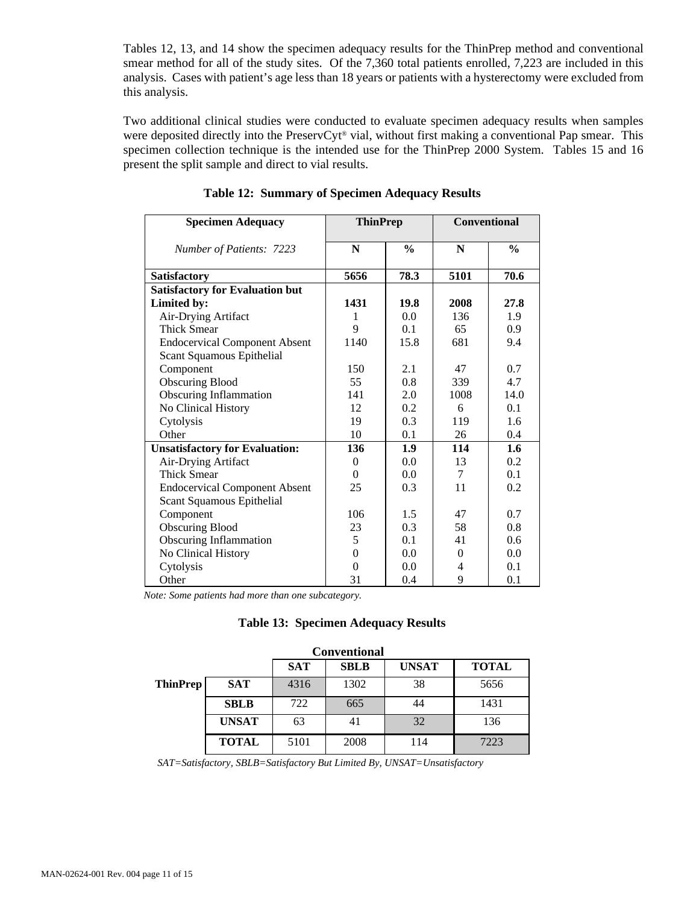Tables 12, 13, and 14 show the specimen adequacy results for the ThinPrep method and conventional smear method for all of the study sites. Of the 7,360 total patients enrolled, 7,223 are included in this analysis. Cases with patient's age less than 18 years or patients with a hysterectomy were excluded from this analysis.

Two additional clinical studies were conducted to evaluate specimen adequacy results when samples were deposited directly into the PreservCyt® vial, without first making a conventional Pap smear. This specimen collection technique is the intended use for the ThinPrep 2000 System. Tables 15 and 16 present the split sample and direct to vial results.

**Table 12: Summary of Specimen Adequacy Results**

| Specimen Adequacy | ThinPrep | | Conventional | |
|---|---|---|---|---|
| *Number of Patients: 7223* | N | % | N | % |
| **Satisfactory** | **5656** | **78.3** | **5101** | **70.6** |
| **Satisfactory for Evaluation but Limited by:** | **1431** | **19.8** | **2008** | **27.8** |
| Air-Drying Artifact | 1 | 0.0 | 136 | 1.9 |
| Thick Smear | 9 | 0.1 | 65 | 0.9 |
| Endocervical Component Absent | 1140 | 15.8 | 681 | 9.4 |
| Scant Squamous Epithelial Component | 150 | 2.1 | 47 | 0.7 |
| Obscuring Blood | 55 | 0.8 | 339 | 4.7 |
| Obscuring Inflammation | 141 | 2.0 | 1008 | 14.0 |
| No Clinical History | 12 | 0.2 | 6 | 0.1 |
| Cytolysis | 19 | 0.3 | 119 | 1.6 |
| Other | 10 | 0.1 | 26 | 0.4 |
| **Unsatisfactory for Evaluation:** | **136** | **1.9** | **114** | **1.6** |
| Air-Drying Artifact | 0 | 0.0 | 13 | 0.2 |
| Thick Smear | 0 | 0.0 | 7 | 0.1 |
| Endocervical Component Absent | 25 | 0.3 | 11 | 0.2 |
| Scant Squamous Epithelial Component | 106 | 1.5 | 47 | 0.7 |
| Obscuring Blood | 23 | 0.3 | 58 | 0.8 |
| Obscuring Inflammation | 5 | 0.1 | 41 | 0.6 |
| No Clinical History | 0 | 0.0 | 0 | 0.0 |
| Cytolysis | 0 | 0.0 | 4 | 0.1 |
| Other | 31 | 0.4 | 9 | 0.1 |

*Note: Some patients had more than one subcategory.*

**Table 13: Specimen Adequacy Results**

| | | Conventional | | | |
|---|---|---|---|---|---|
| | | **SAT** | **SBLB** | **UNSAT** | **TOTAL** |
| **ThinPrep** | **SAT** | 4316 | 1302 | 38 | 5656 |
| | **SBLB** | 722 | 665 | 44 | 1431 |
| | **UNSAT** | 63 | 41 | 32 | 136 |
| | **TOTAL** | 5101 | 2008 | 114 | 7223 |

*SAT=Satisfactory, SBLB=Satisfactory But Limited By, UNSAT=Unsatisfactory*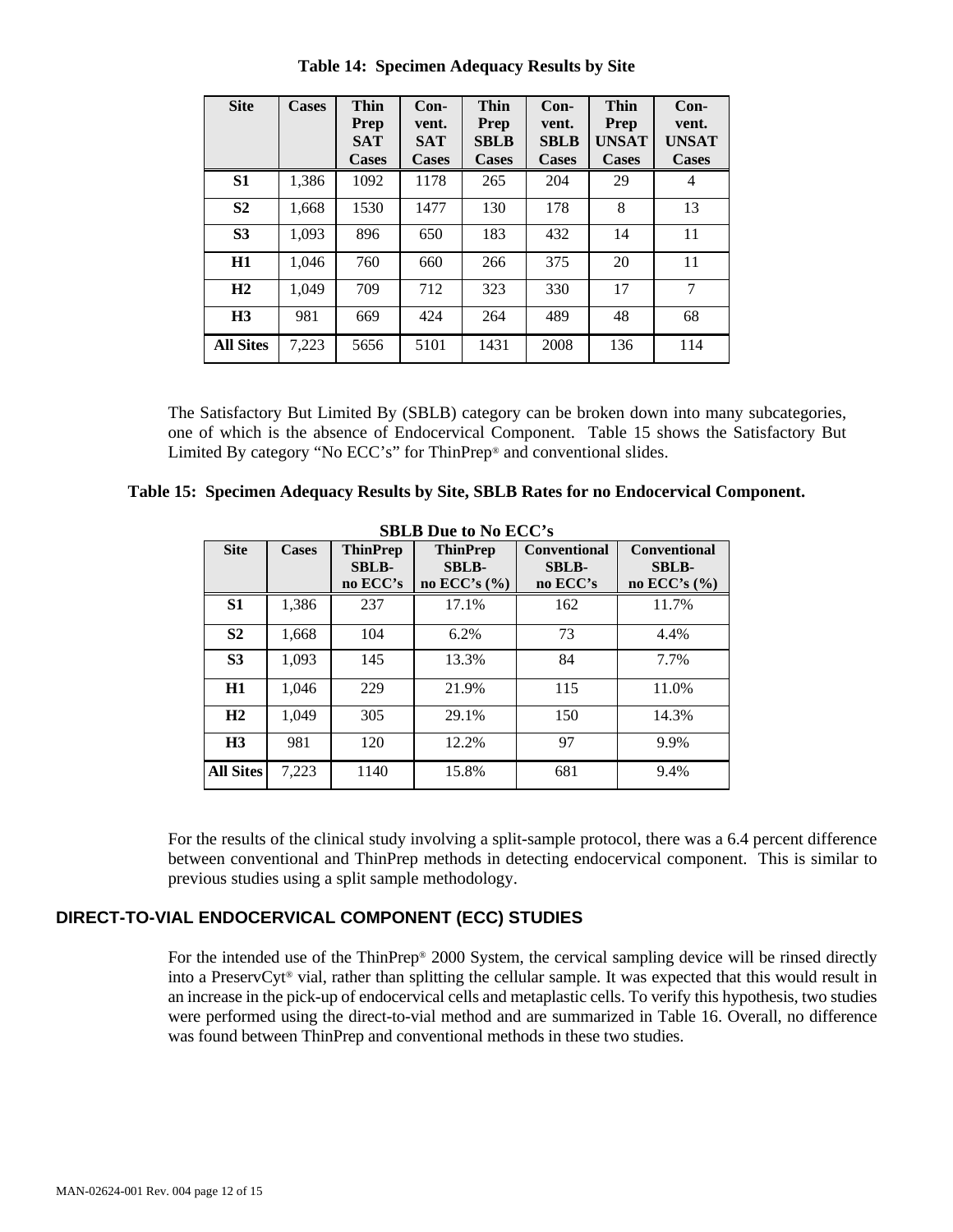**Table 14: Specimen Adequacy Results by Site**

| Site | Cases | Thin Prep SAT Cases | Con-vent. SAT Cases | Thin Prep SBLB Cases | Con-vent. SBLB Cases | Thin Prep UNSAT Cases | Con-vent. UNSAT Cases |
|---|---|---|---|---|---|---|---|
| **S1** | 1,386 | 1092 | 1178 | 265 | 204 | 29 | 4 |
| **S2** | 1,668 | 1530 | 1477 | 130 | 178 | 8 | 13 |
| **S3** | 1,093 | 896 | 650 | 183 | 432 | 14 | 11 |
| **H1** | 1,046 | 760 | 660 | 266 | 375 | 20 | 11 |
| **H2** | 1,049 | 709 | 712 | 323 | 330 | 17 | 7 |
| **H3** | 981 | 669 | 424 | 264 | 489 | 48 | 68 |
| **All Sites** | 7,223 | 5656 | 5101 | 1431 | 2008 | 136 | 114 |

The Satisfactory But Limited By (SBLB) category can be broken down into many subcategories, one of which is the absence of Endocervical Component. Table 15 shows the Satisfactory But Limited By category "No ECC's" for ThinPrep® and conventional slides.

**Table 15: Specimen Adequacy Results by Site, SBLB Rates for no Endocervical Component.**

**SBLB Due to No ECC's**

| Site | Cases | ThinPrep SBLB- no ECC's | ThinPrep SBLB- no ECC's (%) | Conventional SBLB- no ECC's | Conventional SBLB- no ECC's (%) |
|---|---|---|---|---|---|
| **S1** | 1,386 | 237 | 17.1% | 162 | 11.7% |
| **S2** | 1,668 | 104 | 6.2% | 73 | 4.4% |
| **S3** | 1,093 | 145 | 13.3% | 84 | 7.7% |
| **H1** | 1,046 | 229 | 21.9% | 115 | 11.0% |
| **H2** | 1,049 | 305 | 29.1% | 150 | 14.3% |
| **H3** | 981 | 120 | 12.2% | 97 | 9.9% |
| **All Sites** | 7,223 | 1140 | 15.8% | 681 | 9.4% |

For the results of the clinical study involving a split-sample protocol, there was a 6.4 percent difference between conventional and ThinPrep methods in detecting endocervical component. This is similar to previous studies using a split sample methodology.

## DIRECT-TO-VIAL ENDOCERVICAL COMPONENT (ECC) STUDIES

For the intended use of the ThinPrep® 2000 System, the cervical sampling device will be rinsed directly into a PreservCyt® vial, rather than splitting the cellular sample. It was expected that this would result in an increase in the pick-up of endocervical cells and metaplastic cells. To verify this hypothesis, two studies were performed using the direct-to-vial method and are summarized in Table 16. Overall, no difference was found between ThinPrep and conventional methods in these two studies.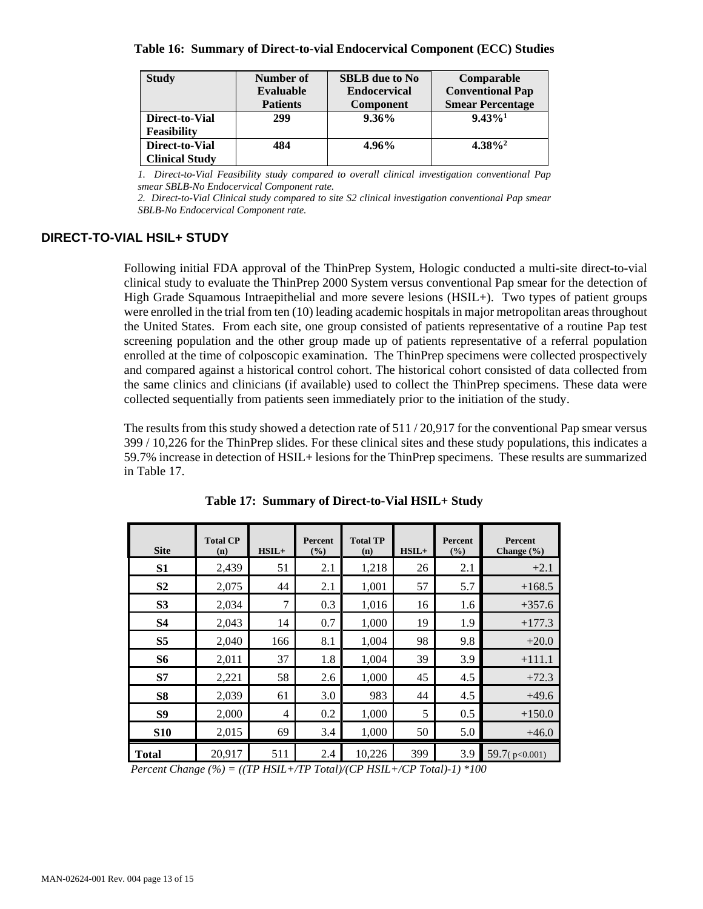**Table 16: Summary of Direct-to-vial Endocervical Component (ECC) Studies**

| Study | Number of Evaluable Patients | SBLB due to No Endocervical Component | Comparable Conventional Pap Smear Percentage |
|---|---|---|---|
| **Direct-to-Vial Feasibility** | **299** | **9.36%** | **9.43%[1]** |
| **Direct-to-Vial Clinical Study** | **484** | **4.96%** | **4.38%[2]** |

*1. Direct-to-Vial Feasibility study compared to overall clinical investigation conventional Pap smear SBLB-No Endocervical Component rate.*

*2. Direct-to-Vial Clinical study compared to site S2 clinical investigation conventional Pap smear SBLB-No Endocervical Component rate.*

## DIRECT-TO-VIAL HSIL+ STUDY

Following initial FDA approval of the ThinPrep System, Hologic conducted a multi-site direct-to-vial clinical study to evaluate the ThinPrep 2000 System versus conventional Pap smear for the detection of High Grade Squamous Intraepithelial and more severe lesions (HSIL+). Two types of patient groups were enrolled in the trial from ten (10) leading academic hospitals in major metropolitan areas throughout the United States. From each site, one group consisted of patients representative of a routine Pap test screening population and the other group made up of patients representative of a referral population enrolled at the time of colposcopic examination. The ThinPrep specimens were collected prospectively and compared against a historical control cohort. The historical cohort consisted of data collected from the same clinics and clinicians (if available) used to collect the ThinPrep specimens. These data were collected sequentially from patients seen immediately prior to the initiation of the study.

The results from this study showed a detection rate of 511 / 20,917 for the conventional Pap smear versus 399 / 10,226 for the ThinPrep slides. For these clinical sites and these study populations, this indicates a 59.7% increase in detection of HSIL+ lesions for the ThinPrep specimens. These results are summarized in Table 17.

**Table 17: Summary of Direct-to-Vial HSIL+ Study**

| Site | Total CP (n) | HSIL+ | Percent (%) | Total TP (n) | HSIL+ | Percent (%) | Percent Change (%) |
|---|---|---|---|---|---|---|---|
| **S1** | 2,439 | 51 | 2.1 | 1,218 | 26 | 2.1 | +2.1 |
| **S2** | 2,075 | 44 | 2.1 | 1,001 | 57 | 5.7 | +168.5 |
| **S3** | 2,034 | 7 | 0.3 | 1,016 | 16 | 1.6 | +357.6 |
| **S4** | 2,043 | 14 | 0.7 | 1,000 | 19 | 1.9 | +177.3 |
| **S5** | 2,040 | 166 | 8.1 | 1,004 | 98 | 9.8 | +20.0 |
| **S6** | 2,011 | 37 | 1.8 | 1,004 | 39 | 3.9 | +111.1 |
| **S7** | 2,221 | 58 | 2.6 | 1,000 | 45 | 4.5 | +72.3 |
| **S8** | 2,039 | 61 | 3.0 | 983 | 44 | 4.5 | +49.6 |
| **S9** | 2,000 | 4 | 0.2 | 1,000 | 5 | 0.5 | +150.0 |
| **S10** | 2,015 | 69 | 3.4 | 1,000 | 50 | 5.0 | +46.0 |
| **Total** | 20,917 | 511 | 2.4 | 10,226 | 399 | 3.9 | 59.7 ($p<0.001$) |

*Percent Change (%) = ((TP HSIL+/TP Total)/(CP HSIL+/CP Total)-1) \*100*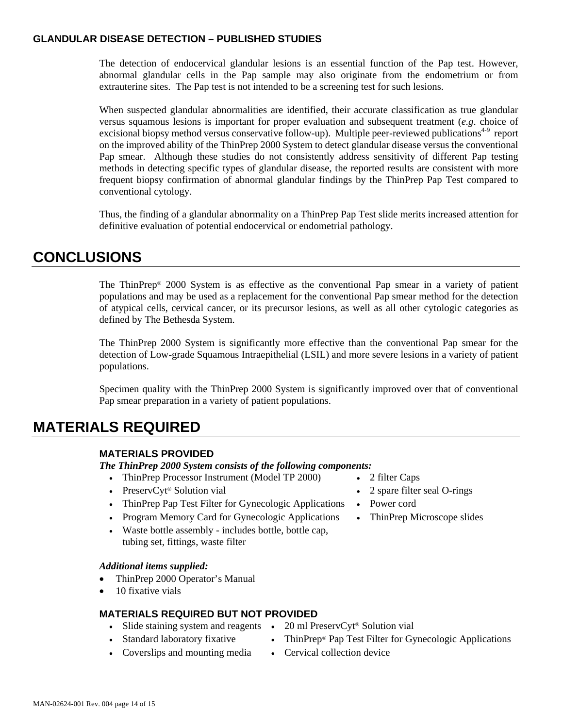### GLANDULAR DISEASE DETECTION – PUBLISHED STUDIES

The detection of endocervical glandular lesions is an essential function of the Pap test. However, abnormal glandular cells in the Pap sample may also originate from the endometrium or from extrauterine sites. The Pap test is not intended to be a screening test for such lesions.

When suspected glandular abnormalities are identified, their accurate classification as true glandular versus squamous lesions is important for proper evaluation and subsequent treatment (*e.g*. choice of excisional biopsy method versus conservative follow-up). Multiple peer-reviewed publications[4-9] report on the improved ability of the ThinPrep 2000 System to detect glandular disease versus the conventional Pap smear. Although these studies do not consistently address sensitivity of different Pap testing methods in detecting specific types of glandular disease, the reported results are consistent with more frequent biopsy confirmation of abnormal glandular findings by the ThinPrep Pap Test compared to conventional cytology.

Thus, the finding of a glandular abnormality on a ThinPrep Pap Test slide merits increased attention for definitive evaluation of potential endocervical or endometrial pathology.

## CONCLUSIONS

The ThinPrep® 2000 System is as effective as the conventional Pap smear in a variety of patient populations and may be used as a replacement for the conventional Pap smear method for the detection of atypical cells, cervical cancer, or its precursor lesions, as well as all other cytologic categories as defined by The Bethesda System.

The ThinPrep 2000 System is significantly more effective than the conventional Pap smear for the detection of Low-grade Squamous Intraepithelial (LSIL) and more severe lesions in a variety of patient populations.

Specimen quality with the ThinPrep 2000 System is significantly improved over that of conventional Pap smear preparation in a variety of patient populations.

## MATERIALS REQUIRED

### MATERIALS PROVIDED

***The ThinPrep 2000 System consists of the following components:***

- ThinPrep Processor Instrument (Model TP 2000)
- PreservCyt® Solution vial
- ThinPrep Pap Test Filter for Gynecologic Applications
- Program Memory Card for Gynecologic Applications
- Waste bottle assembly - includes bottle, bottle cap, tubing set, fittings, waste filter
- 2 filter Caps
- 2 spare filter seal O-rings
- Power cord
- ThinPrep Microscope slides

***Additional items supplied:***

- ThinPrep 2000 Operator's Manual
- 10 fixative vials

### MATERIALS REQUIRED BUT NOT PROVIDED

- Slide staining system and reagents
- Standard laboratory fixative
- Coverslips and mounting media
- 20 ml PreservCyt® Solution vial
- ThinPrep® Pap Test Filter for Gynecologic Applications
- Cervical collection device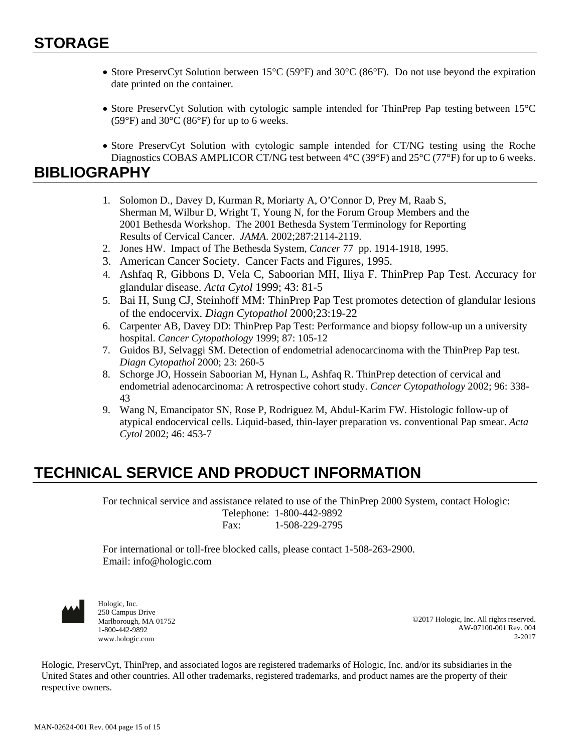## STORAGE

- Store PreservCyt Solution between 15°C (59°F) and 30°C (86°F). Do not use beyond the expiration date printed on the container.
- Store PreservCyt Solution with cytologic sample intended for ThinPrep Pap testing between 15°C (59°F) and 30°C (86°F) for up to 6 weeks.
- Store PreservCyt Solution with cytologic sample intended for CT/NG testing using the Roche Diagnostics COBAS AMPLICOR CT/NG test between 4°C (39°F) and 25°C (77°F) for up to 6 weeks.

## BIBLIOGRAPHY

1. Solomon D., Davey D, Kurman R, Moriarty A, O'Connor D, Prey M, Raab S, Sherman M, Wilbur D, Wright T, Young N, for the Forum Group Members and the 2001 Bethesda Workshop. The 2001 Bethesda System Terminology for Reporting Results of Cervical Cancer. *JAMA*. 2002;287:2114-2119.
2. Jones HW. Impact of The Bethesda System, *Cancer* 77 pp. 1914-1918, 1995.
3. American Cancer Society. Cancer Facts and Figures, 1995.
4. Ashfaq R, Gibbons D, Vela C, Saboorian MH, Iliya F. ThinPrep Pap Test. Accuracy for glandular disease. *Acta Cytol* 1999; 43: 81-5
5. Bai H, Sung CJ, Steinhoff MM: ThinPrep Pap Test promotes detection of glandular lesions of the endocervix. *Diagn Cytopathol* 2000;23:19-22
6. Carpenter AB, Davey DD: ThinPrep Pap Test: Performance and biopsy follow-up un a university hospital. *Cancer Cytopathology* 1999; 87: 105-12
7. Guidos BJ, Selvaggi SM. Detection of endometrial adenocarcinoma with the ThinPrep Pap test. *Diagn Cytopathol* 2000; 23: 260-5
8. Schorge JO, Hossein Saboorian M, Hynan L, Ashfaq R. ThinPrep detection of cervical and endometrial adenocarcinoma: A retrospective cohort study. *Cancer Cytopathology* 2002; 96: 338-43
9. Wang N, Emancipator SN, Rose P, Rodriguez M, Abdul-Karim FW. Histologic follow-up of atypical endocervical cells. Liquid-based, thin-layer preparation vs. conventional Pap smear. *Acta Cytol* 2002; 46: 453-7

## TECHNICAL SERVICE AND PRODUCT INFORMATION

For technical service and assistance related to use of the ThinPrep 2000 System, contact Hologic:

Telephone: 1-800-442-9892
Fax: 1-508-229-2795

For international or toll-free blocked calls, please contact 1-508-263-2900.
Email: info@hologic.com

Hologic, Inc.
250 Campus Drive
Marlborough, MA 01752
1-800-442-9892
www.hologic.com

©2017 Hologic, Inc. All rights reserved.
AW-07100-001 Rev. 004
2-2017

Hologic, PreservCyt, ThinPrep, and associated logos are registered trademarks of Hologic, Inc. and/or its subsidiaries in the United States and other countries. All other trademarks, registered trademarks, and product names are the property of their respective owners.